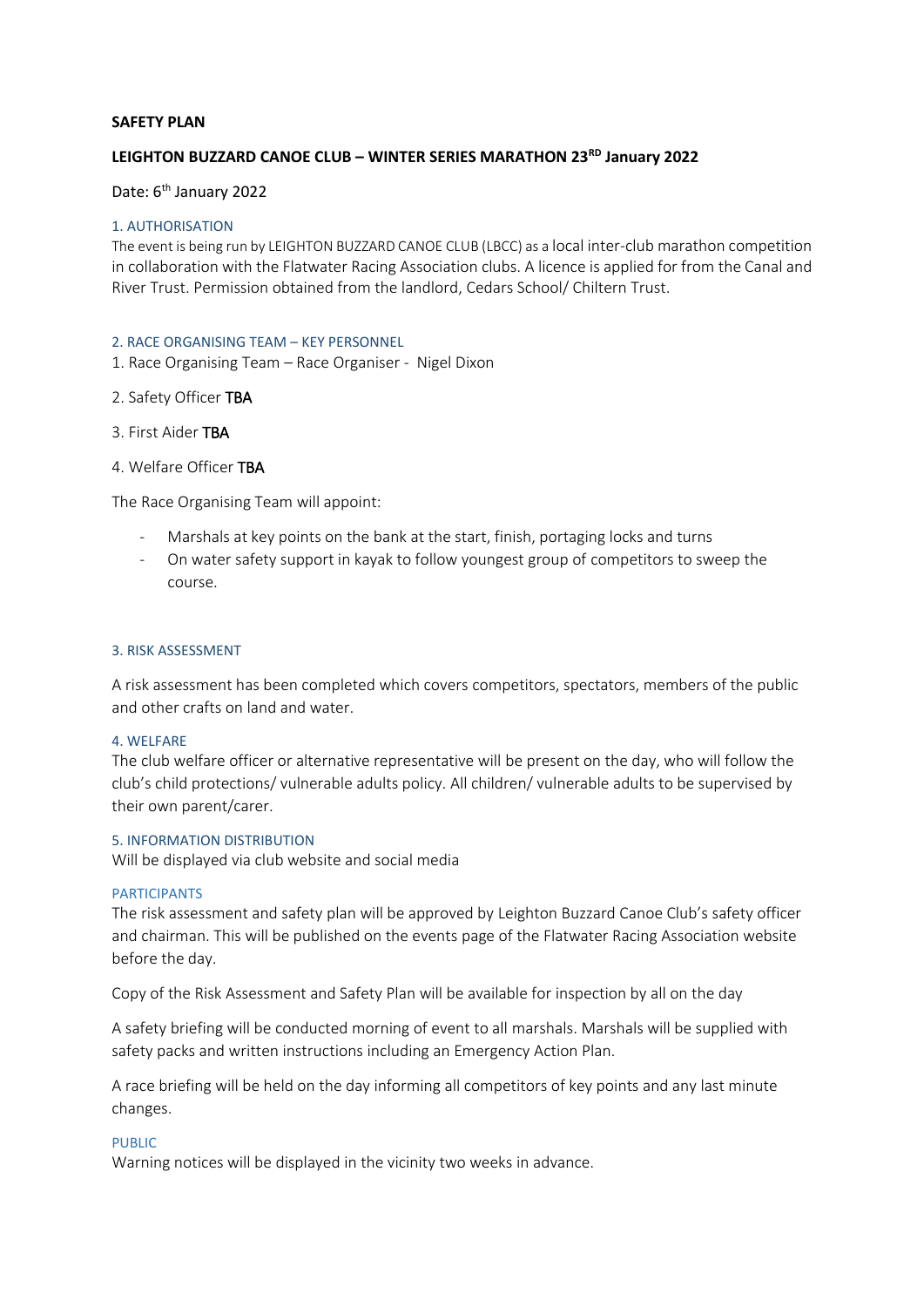**SAFETY PLAN**

**LEIGHTON BUZZARD CANOE CLUB – WINTER SERIES MARATHON 23RD January 2022**

Date: 6th January 2022

## 1. AUTHORISATION

The event is being run by LEIGHTON BUZZARD CANOE CLUB (LBCC) as a local inter-club marathon competition in collaboration with the Flatwater Racing Association clubs. A licence is applied for from the Canal and River Trust. Permission obtained from the landlord, Cedars School/ Chiltern Trust.

## 2. RACE ORGANISING TEAM – KEY PERSONNEL

1. Race Organising Team – Race Organiser - Nigel Dixon
2. Safety Officer TBA
3. First Aider TBA
4. Welfare Officer TBA

The Race Organising Team will appoint:

- Marshals at key points on the bank at the start, finish, portaging locks and turns
- On water safety support in kayak to follow youngest group of competitors to sweep the course.

## 3. RISK ASSESSMENT

A risk assessment has been completed which covers competitors, spectators, members of the public and other crafts on land and water.

## 4. WELFARE

The club welfare officer or alternative representative will be present on the day, who will follow the club's child protections/ vulnerable adults policy. All children/ vulnerable adults to be supervised by their own parent/carer.

## 5. INFORMATION DISTRIBUTION

Will be displayed via club website and social media

### PARTICIPANTS

The risk assessment and safety plan will be approved by Leighton Buzzard Canoe Club's safety officer and chairman. This will be published on the events page of the Flatwater Racing Association website before the day.

Copy of the Risk Assessment and Safety Plan will be available for inspection by all on the day

A safety briefing will be conducted morning of event to all marshals. Marshals will be supplied with safety packs and written instructions including an Emergency Action Plan.

A race briefing will be held on the day informing all competitors of key points and any last minute changes.

### PUBLIC

Warning notices will be displayed in the vicinity two weeks in advance.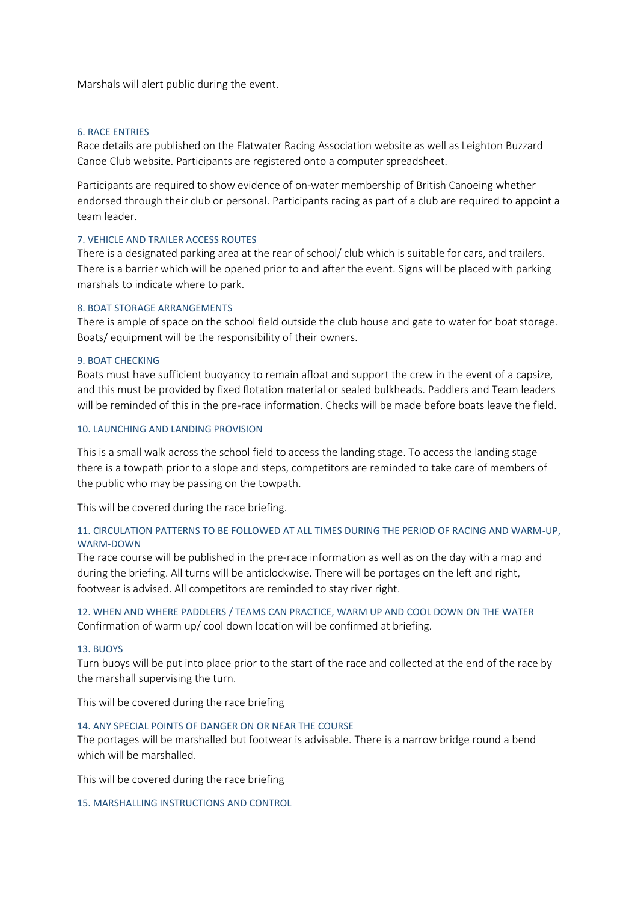Marshals will alert public during the event.

## 6. RACE ENTRIES

Race details are published on the Flatwater Racing Association website as well as Leighton Buzzard Canoe Club website. Participants are registered onto a computer spreadsheet.

Participants are required to show evidence of on-water membership of British Canoeing whether endorsed through their club or personal. Participants racing as part of a club are required to appoint a team leader.

## 7. VEHICLE AND TRAILER ACCESS ROUTES

There is a designated parking area at the rear of school/ club which is suitable for cars, and trailers. There is a barrier which will be opened prior to and after the event. Signs will be placed with parking marshals to indicate where to park.

## 8. BOAT STORAGE ARRANGEMENTS

There is ample of space on the school field outside the club house and gate to water for boat storage. Boats/ equipment will be the responsibility of their owners.

## 9. BOAT CHECKING

Boats must have sufficient buoyancy to remain afloat and support the crew in the event of a capsize, and this must be provided by fixed flotation material or sealed bulkheads. Paddlers and Team leaders will be reminded of this in the pre-race information. Checks will be made before boats leave the field.

## 10. LAUNCHING AND LANDING PROVISION

This is a small walk across the school field to access the landing stage. To access the landing stage there is a towpath prior to a slope and steps, competitors are reminded to take care of members of the public who may be passing on the towpath.

This will be covered during the race briefing.

## 11. CIRCULATION PATTERNS TO BE FOLLOWED AT ALL TIMES DURING THE PERIOD OF RACING AND WARM-UP, WARM-DOWN

The race course will be published in the pre-race information as well as on the day with a map and during the briefing. All turns will be anticlockwise. There will be portages on the left and right, footwear is advised. All competitors are reminded to stay river right.

## 12. WHEN AND WHERE PADDLERS / TEAMS CAN PRACTICE, WARM UP AND COOL DOWN ON THE WATER

Confirmation of warm up/ cool down location will be confirmed at briefing.

## 13. BUOYS

Turn buoys will be put into place prior to the start of the race and collected at the end of the race by the marshall supervising the turn.

This will be covered during the race briefing

## 14. ANY SPECIAL POINTS OF DANGER ON OR NEAR THE COURSE

The portages will be marshalled but footwear is advisable. There is a narrow bridge round a bend which will be marshalled.

This will be covered during the race briefing

## 15. MARSHALLING INSTRUCTIONS AND CONTROL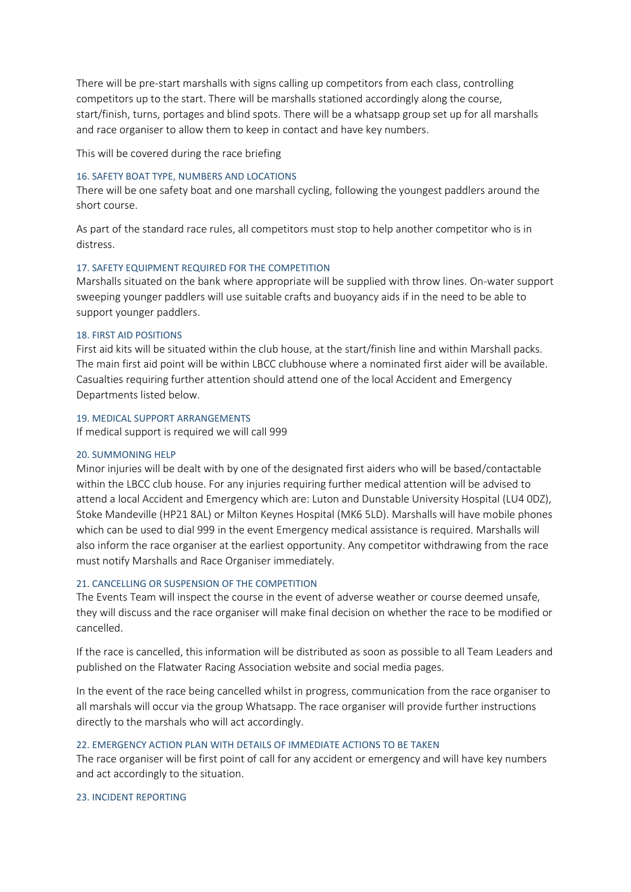There will be pre-start marshalls with signs calling up competitors from each class, controlling competitors up to the start. There will be marshalls stationed accordingly along the course, start/finish, turns, portages and blind spots. There will be a whatsapp group set up for all marshalls and race organiser to allow them to keep in contact and have key numbers.

This will be covered during the race briefing

### 16. SAFETY BOAT TYPE, NUMBERS AND LOCATIONS

There will be one safety boat and one marshall cycling, following the youngest paddlers around the short course.

As part of the standard race rules, all competitors must stop to help another competitor who is in distress.

### 17. SAFETY EQUIPMENT REQUIRED FOR THE COMPETITION

Marshalls situated on the bank where appropriate will be supplied with throw lines. On-water support sweeping younger paddlers will use suitable crafts and buoyancy aids if in the need to be able to support younger paddlers.

### 18. FIRST AID POSITIONS

First aid kits will be situated within the club house, at the start/finish line and within Marshall packs. The main first aid point will be within LBCC clubhouse where a nominated first aider will be available. Casualties requiring further attention should attend one of the local Accident and Emergency Departments listed below.

### 19. MEDICAL SUPPORT ARRANGEMENTS

If medical support is required we will call 999

### 20. SUMMONING HELP

Minor injuries will be dealt with by one of the designated first aiders who will be based/contactable within the LBCC club house. For any injuries requiring further medical attention will be advised to attend a local Accident and Emergency which are: Luton and Dunstable University Hospital (LU4 0DZ), Stoke Mandeville (HP21 8AL) or Milton Keynes Hospital (MK6 5LD). Marshalls will have mobile phones which can be used to dial 999 in the event Emergency medical assistance is required. Marshalls will also inform the race organiser at the earliest opportunity. Any competitor withdrawing from the race must notify Marshalls and Race Organiser immediately.

### 21. CANCELLING OR SUSPENSION OF THE COMPETITION

The Events Team will inspect the course in the event of adverse weather or course deemed unsafe, they will discuss and the race organiser will make final decision on whether the race to be modified or cancelled.

If the race is cancelled, this information will be distributed as soon as possible to all Team Leaders and published on the Flatwater Racing Association website and social media pages.

In the event of the race being cancelled whilst in progress, communication from the race organiser to all marshals will occur via the group Whatsapp. The race organiser will provide further instructions directly to the marshals who will act accordingly.

### 22. EMERGENCY ACTION PLAN WITH DETAILS OF IMMEDIATE ACTIONS TO BE TAKEN

The race organiser will be first point of call for any accident or emergency and will have key numbers and act accordingly to the situation.

### 23. INCIDENT REPORTING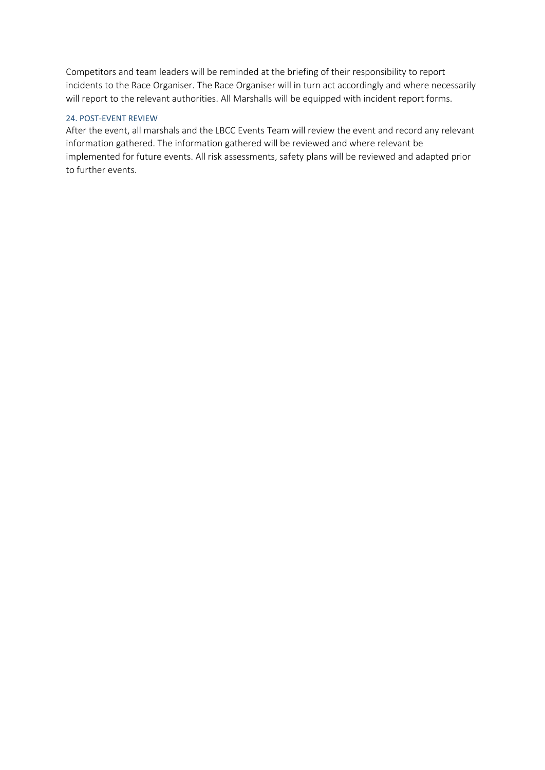Competitors and team leaders will be reminded at the briefing of their responsibility to report incidents to the Race Organiser. The Race Organiser will in turn act accordingly and where necessarily will report to the relevant authorities. All Marshalls will be equipped with incident report forms.

## 24. POST-EVENT REVIEW

After the event, all marshals and the LBCC Events Team will review the event and record any relevant information gathered. The information gathered will be reviewed and where relevant be implemented for future events. All risk assessments, safety plans will be reviewed and adapted prior to further events.